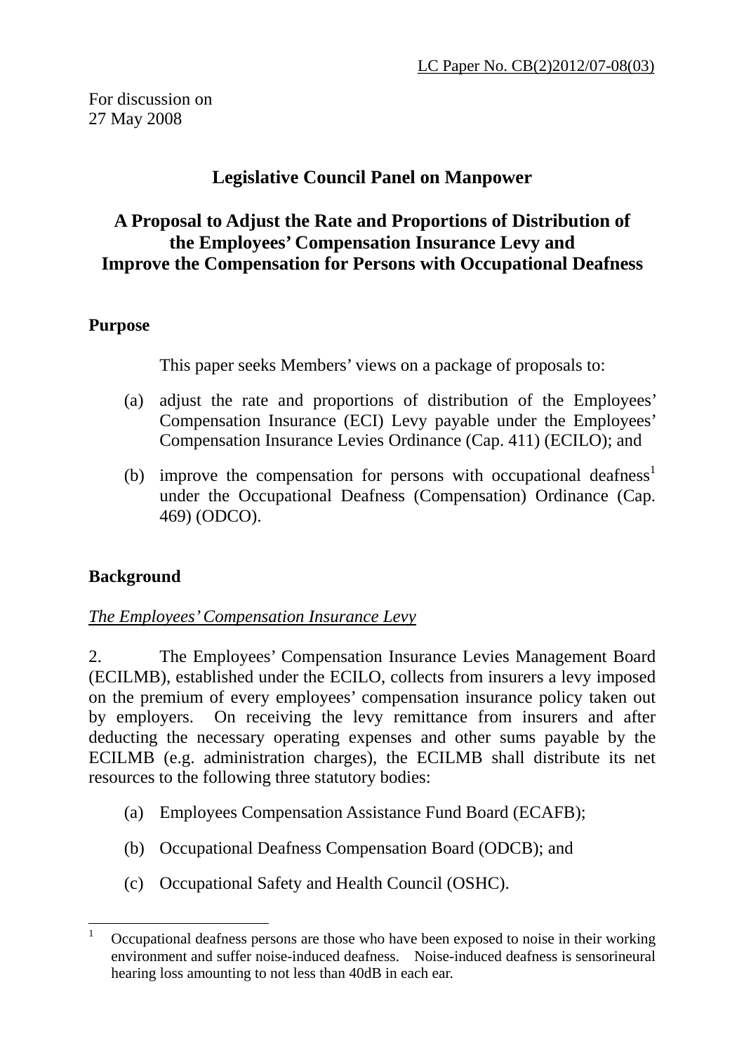LC Paper No. CB(2)2012/07-08(03)

For discussion on
27 May 2008

# Legislative Council Panel on Manpower

## A Proposal to Adjust the Rate and Proportions of Distribution of the Employees' Compensation Insurance Levy and Improve the Compensation for Persons with Occupational Deafness

### Purpose

This paper seeks Members' views on a package of proposals to:

(a) adjust the rate and proportions of distribution of the Employees' Compensation Insurance (ECI) Levy payable under the Employees' Compensation Insurance Levies Ordinance (Cap. 411) (ECILO); and

(b) improve the compensation for persons with occupational deafness[1] under the Occupational Deafness (Compensation) Ordinance (Cap. 469) (ODCO).

### Background

*The Employees' Compensation Insurance Levy*

2. The Employees' Compensation Insurance Levies Management Board (ECILMB), established under the ECILO, collects from insurers a levy imposed on the premium of every employees' compensation insurance policy taken out by employers. On receiving the levy remittance from insurers and after deducting the necessary operating expenses and other sums payable by the ECILMB (e.g. administration charges), the ECILMB shall distribute its net resources to the following three statutory bodies:

(a) Employees Compensation Assistance Fund Board (ECAFB);

(b) Occupational Deafness Compensation Board (ODCB); and

(c) Occupational Safety and Health Council (OSHC).

---

[1] Occupational deafness persons are those who have been exposed to noise in their working environment and suffer noise-induced deafness. Noise-induced deafness is sensorineural hearing loss amounting to not less than 40dB in each ear.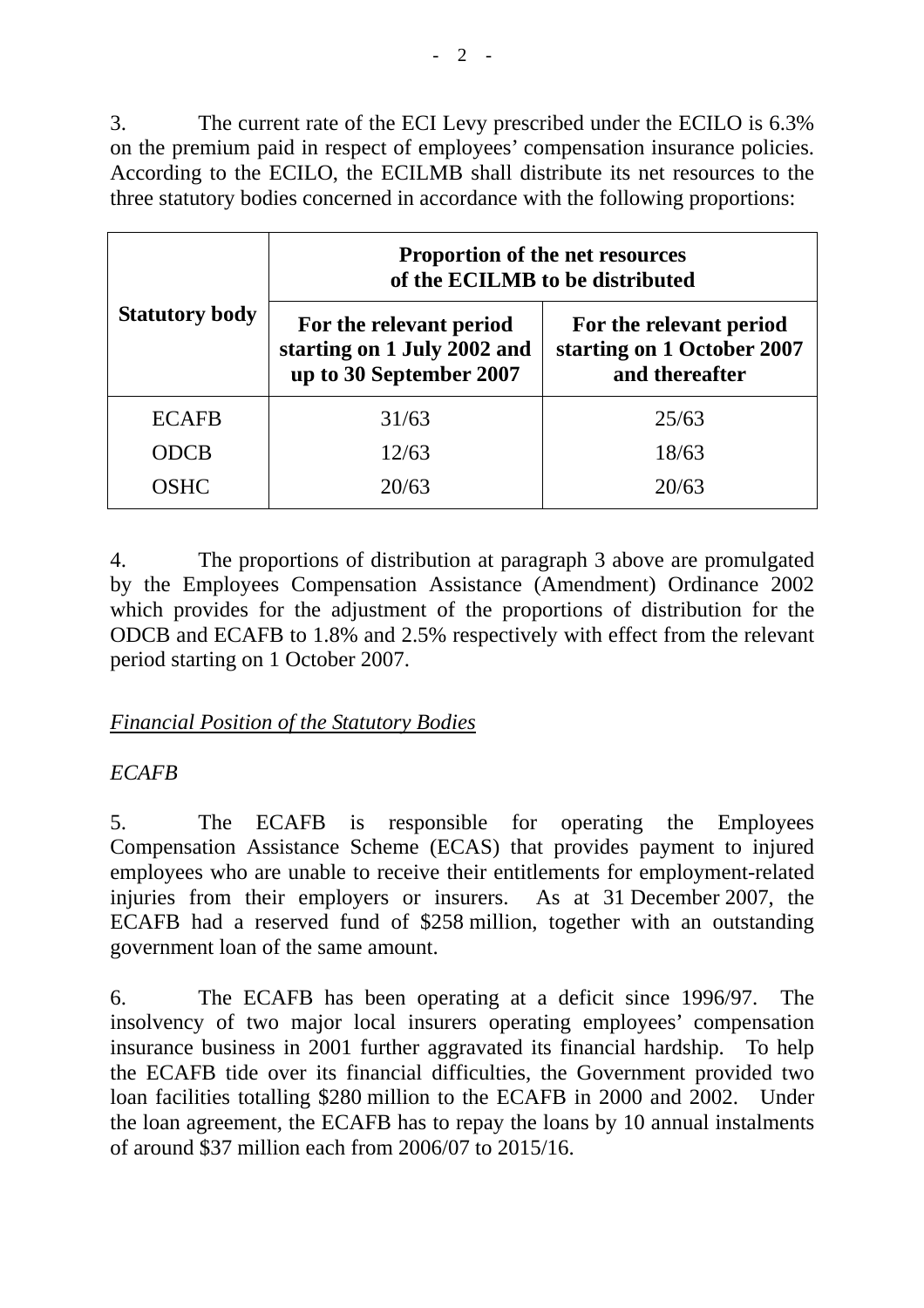3. The current rate of the ECI Levy prescribed under the ECILO is 6.3% on the premium paid in respect of employees' compensation insurance policies. According to the ECILO, the ECILMB shall distribute its net resources to the three statutory bodies concerned in accordance with the following proportions:

| **Statutory body** | **Proportion of the net resources of the ECILMB to be distributed** | |
|---|---|---|
| | **For the relevant period starting on 1 July 2002 and up to 30 September 2007** | **For the relevant period starting on 1 October 2007 and thereafter** |
| ECAFB | 31/63 | 25/63 |
| ODCB | 12/63 | 18/63 |
| OSHC | 20/63 | 20/63 |

4. The proportions of distribution at paragraph 3 above are promulgated by the Employees Compensation Assistance (Amendment) Ordinance 2002 which provides for the adjustment of the proportions of distribution for the ODCB and ECAFB to 1.8% and 2.5% respectively with effect from the relevant period starting on 1 October 2007.

*Financial Position of the Statutory Bodies*

*ECAFB*

5. The ECAFB is responsible for operating the Employees Compensation Assistance Scheme (ECAS) that provides payment to injured employees who are unable to receive their entitlements for employment-related injuries from their employers or insurers. As at 31 December 2007, the ECAFB had a reserved fund of $258 million, together with an outstanding government loan of the same amount.

6. The ECAFB has been operating at a deficit since 1996/97. The insolvency of two major local insurers operating employees' compensation insurance business in 2001 further aggravated its financial hardship. To help the ECAFB tide over its financial difficulties, the Government provided two loan facilities totalling $280 million to the ECAFB in 2000 and 2002. Under the loan agreement, the ECAFB has to repay the loans by 10 annual instalments of around $37 million each from 2006/07 to 2015/16.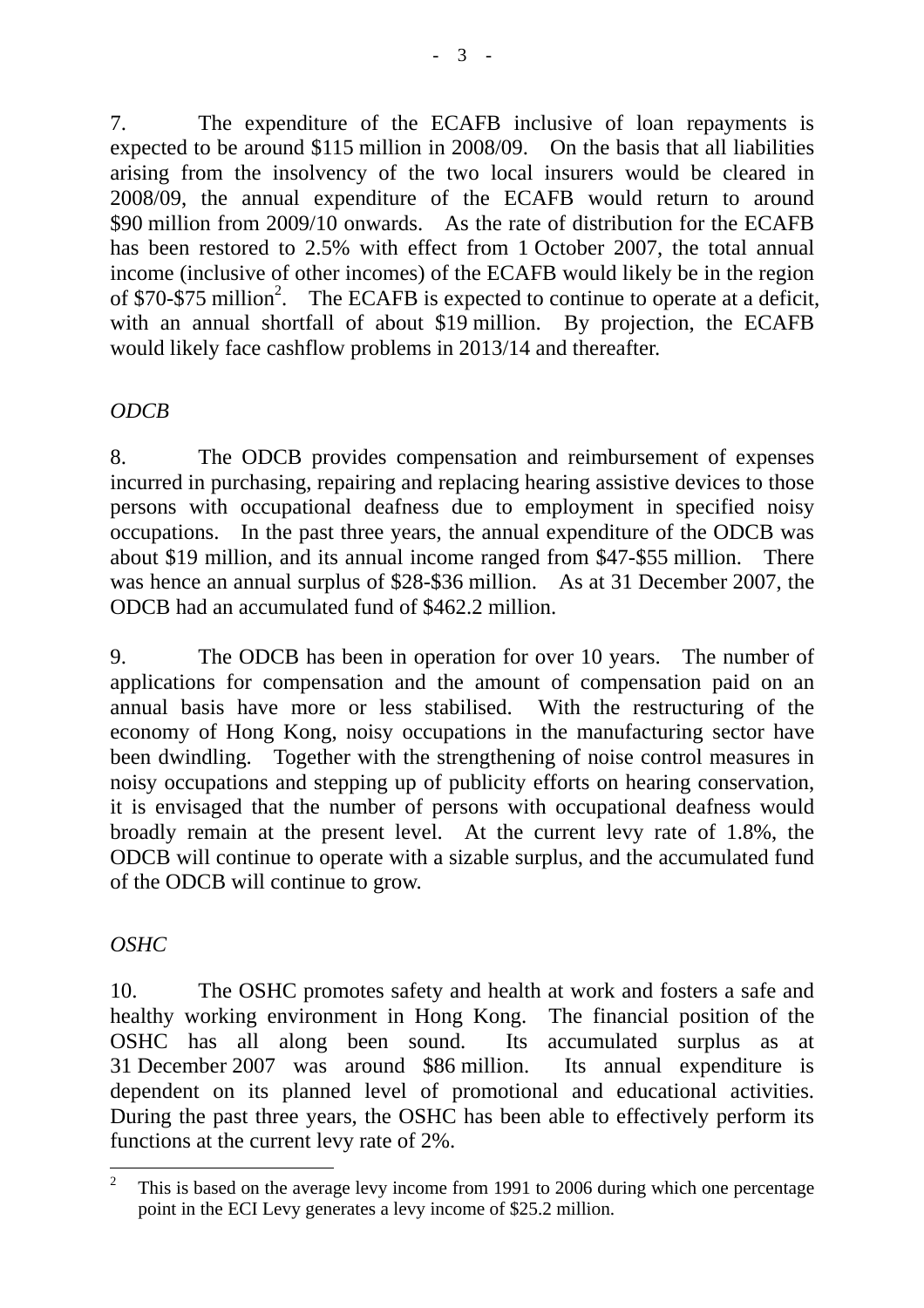7. The expenditure of the ECAFB inclusive of loan repayments is expected to be around $115 million in 2008/09. On the basis that all liabilities arising from the insolvency of the two local insurers would be cleared in 2008/09, the annual expenditure of the ECAFB would return to around $90 million from 2009/10 onwards. As the rate of distribution for the ECAFB has been restored to 2.5% with effect from 1 October 2007, the total annual income (inclusive of other incomes) of the ECAFB would likely be in the region of $70-$75 million[2]. The ECAFB is expected to continue to operate at a deficit, with an annual shortfall of about $19 million. By projection, the ECAFB would likely face cashflow problems in 2013/14 and thereafter.

*ODCB*

8. The ODCB provides compensation and reimbursement of expenses incurred in purchasing, repairing and replacing hearing assistive devices to those persons with occupational deafness due to employment in specified noisy occupations. In the past three years, the annual expenditure of the ODCB was about $19 million, and its annual income ranged from $47-$55 million. There was hence an annual surplus of $28-$36 million. As at 31 December 2007, the ODCB had an accumulated fund of $462.2 million.

9. The ODCB has been in operation for over 10 years. The number of applications for compensation and the amount of compensation paid on an annual basis have more or less stabilised. With the restructuring of the economy of Hong Kong, noisy occupations in the manufacturing sector have been dwindling. Together with the strengthening of noise control measures in noisy occupations and stepping up of publicity efforts on hearing conservation, it is envisaged that the number of persons with occupational deafness would broadly remain at the present level. At the current levy rate of 1.8%, the ODCB will continue to operate with a sizable surplus, and the accumulated fund of the ODCB will continue to grow.

*OSHC*

10. The OSHC promotes safety and health at work and fosters a safe and healthy working environment in Hong Kong. The financial position of the OSHC has all along been sound. Its accumulated surplus as at 31 December 2007 was around $86 million. Its annual expenditure is dependent on its planned level of promotional and educational activities. During the past three years, the OSHC has been able to effectively perform its functions at the current levy rate of 2%.

---

[2] This is based on the average levy income from 1991 to 2006 during which one percentage point in the ECI Levy generates a levy income of $25.2 million.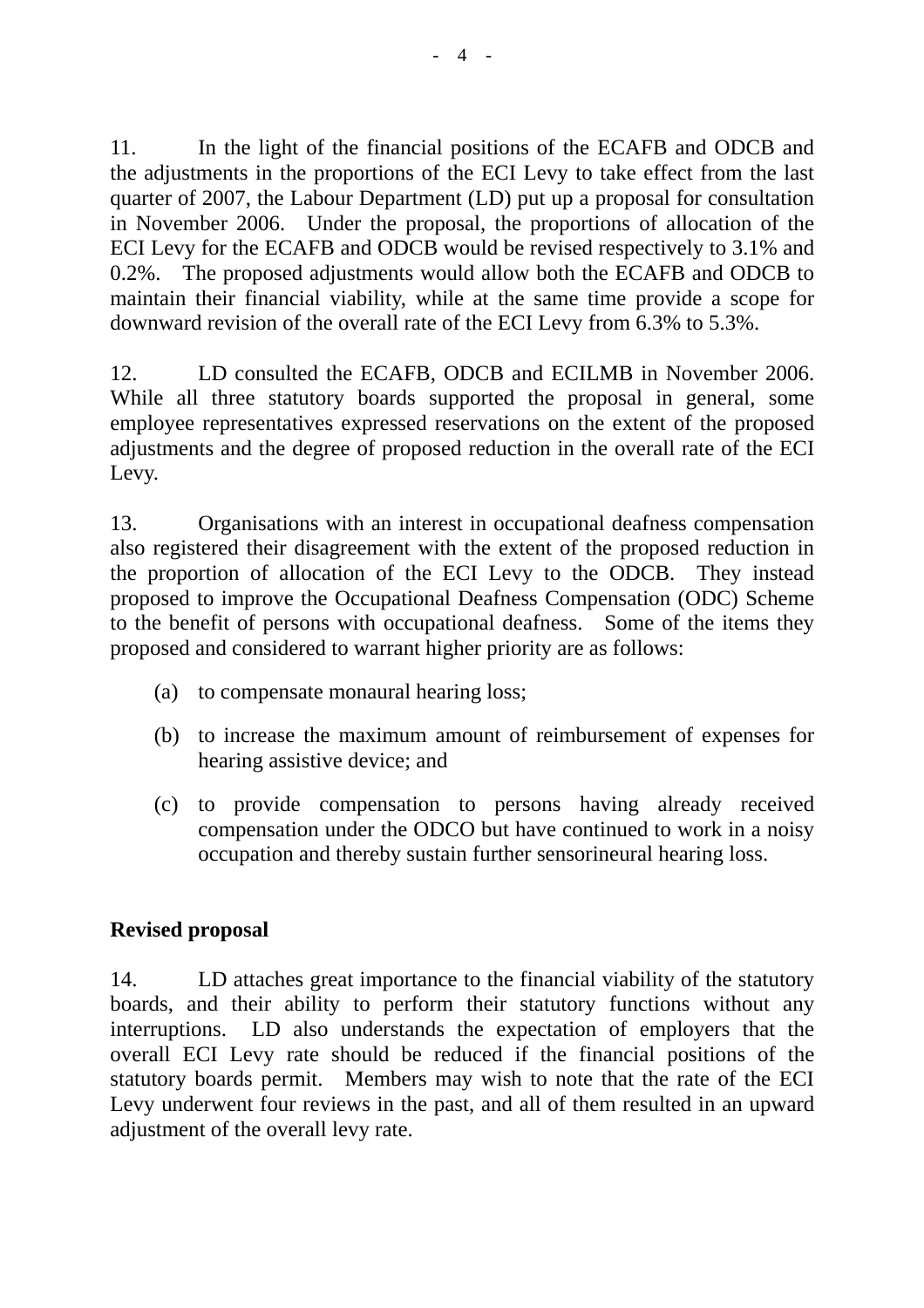11. In the light of the financial positions of the ECAFB and ODCB and the adjustments in the proportions of the ECI Levy to take effect from the last quarter of 2007, the Labour Department (LD) put up a proposal for consultation in November 2006. Under the proposal, the proportions of allocation of the ECI Levy for the ECAFB and ODCB would be revised respectively to 3.1% and 0.2%. The proposed adjustments would allow both the ECAFB and ODCB to maintain their financial viability, while at the same time provide a scope for downward revision of the overall rate of the ECI Levy from 6.3% to 5.3%.

12. LD consulted the ECAFB, ODCB and ECILMB in November 2006. While all three statutory boards supported the proposal in general, some employee representatives expressed reservations on the extent of the proposed adjustments and the degree of proposed reduction in the overall rate of the ECI Levy.

13. Organisations with an interest in occupational deafness compensation also registered their disagreement with the extent of the proposed reduction in the proportion of allocation of the ECI Levy to the ODCB. They instead proposed to improve the Occupational Deafness Compensation (ODC) Scheme to the benefit of persons with occupational deafness. Some of the items they proposed and considered to warrant higher priority are as follows:

(a) to compensate monaural hearing loss;

(b) to increase the maximum amount of reimbursement of expenses for hearing assistive device; and

(c) to provide compensation to persons having already received compensation under the ODCO but have continued to work in a noisy occupation and thereby sustain further sensorineural hearing loss.

**Revised proposal**

14. LD attaches great importance to the financial viability of the statutory boards, and their ability to perform their statutory functions without any interruptions. LD also understands the expectation of employers that the overall ECI Levy rate should be reduced if the financial positions of the statutory boards permit. Members may wish to note that the rate of the ECI Levy underwent four reviews in the past, and all of them resulted in an upward adjustment of the overall levy rate.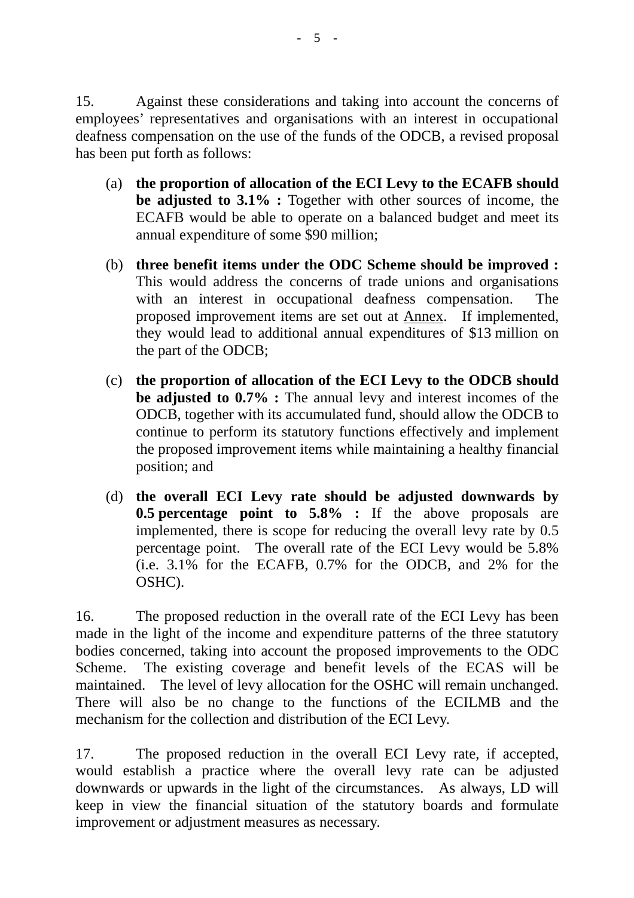15. Against these considerations and taking into account the concerns of employees' representatives and organisations with an interest in occupational deafness compensation on the use of the funds of the ODCB, a revised proposal has been put forth as follows:

(a) **the proportion of allocation of the ECI Levy to the ECAFB should be adjusted to 3.1% :** Together with other sources of income, the ECAFB would be able to operate on a balanced budget and meet its annual expenditure of some $90 million;

(b) **three benefit items under the ODC Scheme should be improved :** This would address the concerns of trade unions and organisations with an interest in occupational deafness compensation. The proposed improvement items are set out at Annex. If implemented, they would lead to additional annual expenditures of $13 million on the part of the ODCB;

(c) **the proportion of allocation of the ECI Levy to the ODCB should be adjusted to 0.7% :** The annual levy and interest incomes of the ODCB, together with its accumulated fund, should allow the ODCB to continue to perform its statutory functions effectively and implement the proposed improvement items while maintaining a healthy financial position; and

(d) **the overall ECI Levy rate should be adjusted downwards by 0.5 percentage point to 5.8% :** If the above proposals are implemented, there is scope for reducing the overall levy rate by 0.5 percentage point. The overall rate of the ECI Levy would be 5.8% (i.e. 3.1% for the ECAFB, 0.7% for the ODCB, and 2% for the OSHC).

16. The proposed reduction in the overall rate of the ECI Levy has been made in the light of the income and expenditure patterns of the three statutory bodies concerned, taking into account the proposed improvements to the ODC Scheme. The existing coverage and benefit levels of the ECAS will be maintained. The level of levy allocation for the OSHC will remain unchanged. There will also be no change to the functions of the ECILMB and the mechanism for the collection and distribution of the ECI Levy.

17. The proposed reduction in the overall ECI Levy rate, if accepted, would establish a practice where the overall levy rate can be adjusted downwards or upwards in the light of the circumstances. As always, LD will keep in view the financial situation of the statutory boards and formulate improvement or adjustment measures as necessary.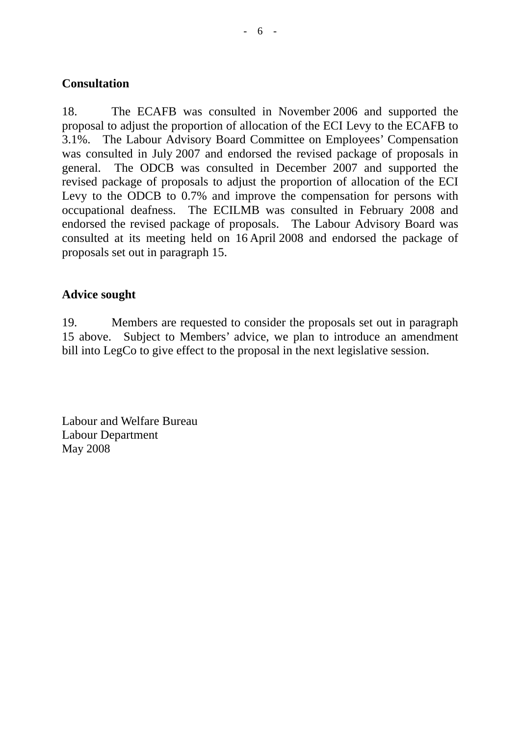**Consultation**

18. The ECAFB was consulted in November 2006 and supported the proposal to adjust the proportion of allocation of the ECI Levy to the ECAFB to 3.1%. The Labour Advisory Board Committee on Employees' Compensation was consulted in July 2007 and endorsed the revised package of proposals in general. The ODCB was consulted in December 2007 and supported the revised package of proposals to adjust the proportion of allocation of the ECI Levy to the ODCB to 0.7% and improve the compensation for persons with occupational deafness. The ECILMB was consulted in February 2008 and endorsed the revised package of proposals. The Labour Advisory Board was consulted at its meeting held on 16 April 2008 and endorsed the package of proposals set out in paragraph 15.

**Advice sought**

19. Members are requested to consider the proposals set out in paragraph 15 above. Subject to Members' advice, we plan to introduce an amendment bill into LegCo to give effect to the proposal in the next legislative session.

Labour and Welfare Bureau
Labour Department
May 2008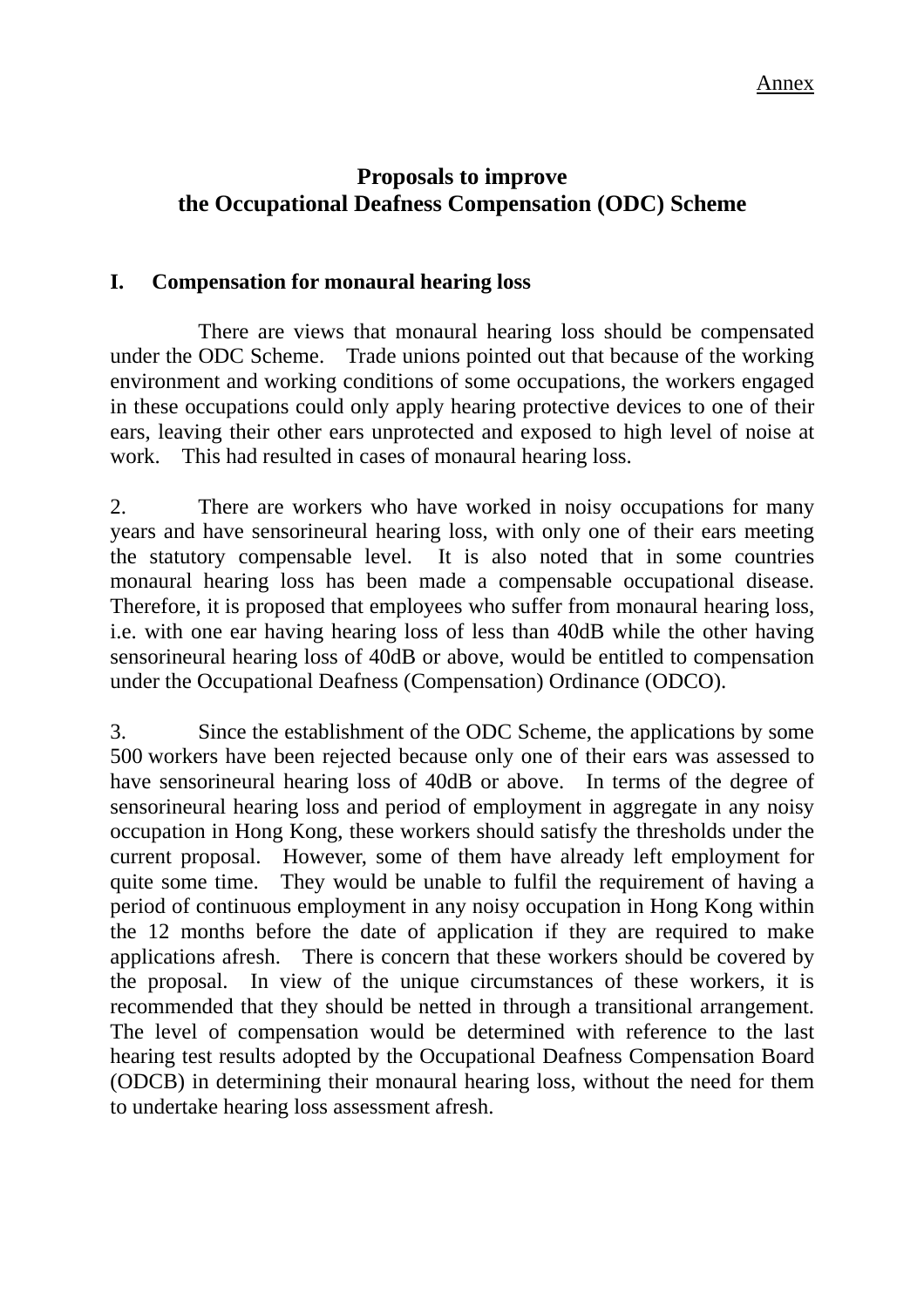Annex

## Proposals to improve the Occupational Deafness Compensation (ODC) Scheme

### I. Compensation for monaural hearing loss

There are views that monaural hearing loss should be compensated under the ODC Scheme. Trade unions pointed out that because of the working environment and working conditions of some occupations, the workers engaged in these occupations could only apply hearing protective devices to one of their ears, leaving their other ears unprotected and exposed to high level of noise at work. This had resulted in cases of monaural hearing loss.

2. There are workers who have worked in noisy occupations for many years and have sensorineural hearing loss, with only one of their ears meeting the statutory compensable level. It is also noted that in some countries monaural hearing loss has been made a compensable occupational disease. Therefore, it is proposed that employees who suffer from monaural hearing loss, i.e. with one ear having hearing loss of less than 40dB while the other having sensorineural hearing loss of 40dB or above, would be entitled to compensation under the Occupational Deafness (Compensation) Ordinance (ODCO).

3. Since the establishment of the ODC Scheme, the applications by some 500 workers have been rejected because only one of their ears was assessed to have sensorineural hearing loss of 40dB or above. In terms of the degree of sensorineural hearing loss and period of employment in aggregate in any noisy occupation in Hong Kong, these workers should satisfy the thresholds under the current proposal. However, some of them have already left employment for quite some time. They would be unable to fulfil the requirement of having a period of continuous employment in any noisy occupation in Hong Kong within the 12 months before the date of application if they are required to make applications afresh. There is concern that these workers should be covered by the proposal. In view of the unique circumstances of these workers, it is recommended that they should be netted in through a transitional arrangement. The level of compensation would be determined with reference to the last hearing test results adopted by the Occupational Deafness Compensation Board (ODCB) in determining their monaural hearing loss, without the need for them to undertake hearing loss assessment afresh.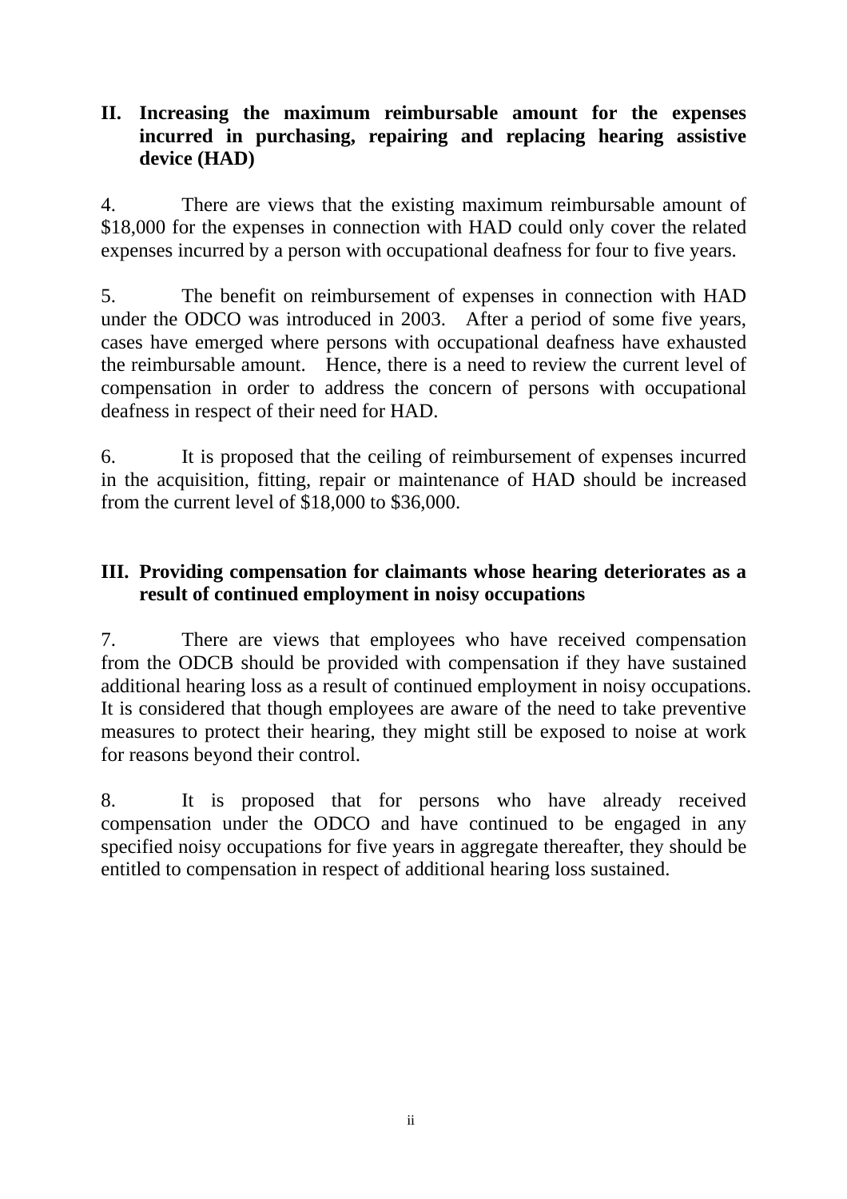## II. Increasing the maximum reimbursable amount for the expenses incurred in purchasing, repairing and replacing hearing assistive device (HAD)

4. There are views that the existing maximum reimbursable amount of $18,000 for the expenses in connection with HAD could only cover the related expenses incurred by a person with occupational deafness for four to five years.

5. The benefit on reimbursement of expenses in connection with HAD under the ODCO was introduced in 2003. After a period of some five years, cases have emerged where persons with occupational deafness have exhausted the reimbursable amount. Hence, there is a need to review the current level of compensation in order to address the concern of persons with occupational deafness in respect of their need for HAD.

6. It is proposed that the ceiling of reimbursement of expenses incurred in the acquisition, fitting, repair or maintenance of HAD should be increased from the current level of $18,000 to $36,000.

## III. Providing compensation for claimants whose hearing deteriorates as a result of continued employment in noisy occupations

7. There are views that employees who have received compensation from the ODCB should be provided with compensation if they have sustained additional hearing loss as a result of continued employment in noisy occupations. It is considered that though employees are aware of the need to take preventive measures to protect their hearing, they might still be exposed to noise at work for reasons beyond their control.

8. It is proposed that for persons who have already received compensation under the ODCO and have continued to be engaged in any specified noisy occupations for five years in aggregate thereafter, they should be entitled to compensation in respect of additional hearing loss sustained.